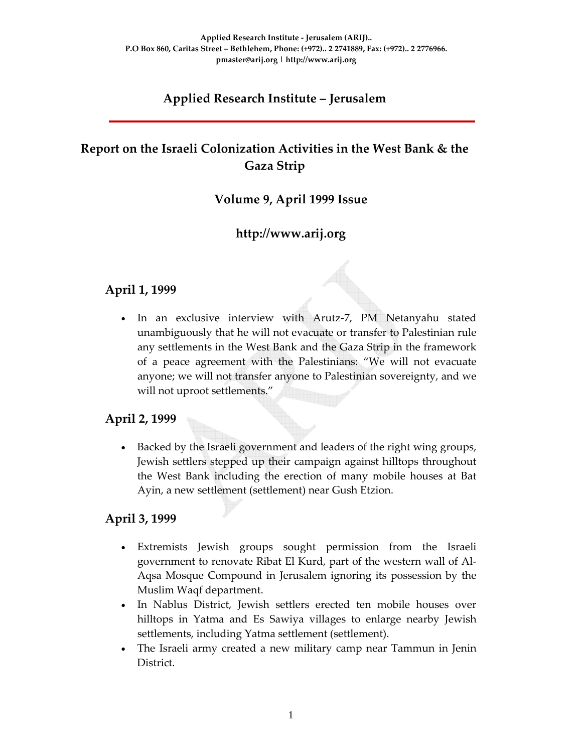Applied Research Institute - Jerusalem (ARIJ)..
P.O Box 860, Caritas Street – Bethlehem, Phone: (+972).. 2 2741889, Fax: (+972).. 2 2776966.
pmaster@arij.org | http://www.arij.org

# Applied Research Institute – Jerusalem

## Report on the Israeli Colonization Activities in the West Bank & the Gaza Strip

### Volume 9, April 1999 Issue

### http://www.arij.org

## April 1, 1999

- In an exclusive interview with Arutz-7, PM Netanyahu stated unambiguously that he will not evacuate or transfer to Palestinian rule any settlements in the West Bank and the Gaza Strip in the framework of a peace agreement with the Palestinians: "We will not evacuate anyone; we will not transfer anyone to Palestinian sovereignty, and we will not uproot settlements."

## April 2, 1999

- Backed by the Israeli government and leaders of the right wing groups, Jewish settlers stepped up their campaign against hilltops throughout the West Bank including the erection of many mobile houses at Bat Ayin, a new settlement (settlement) near Gush Etzion.

## April 3, 1999

- Extremists Jewish groups sought permission from the Israeli government to renovate Ribat El Kurd, part of the western wall of Al-Aqsa Mosque Compound in Jerusalem ignoring its possession by the Muslim Waqf department.
- In Nablus District, Jewish settlers erected ten mobile houses over hilltops in Yatma and Es Sawiya villages to enlarge nearby Jewish settlements, including Yatma settlement (settlement).
- The Israeli army created a new military camp near Tammun in Jenin District.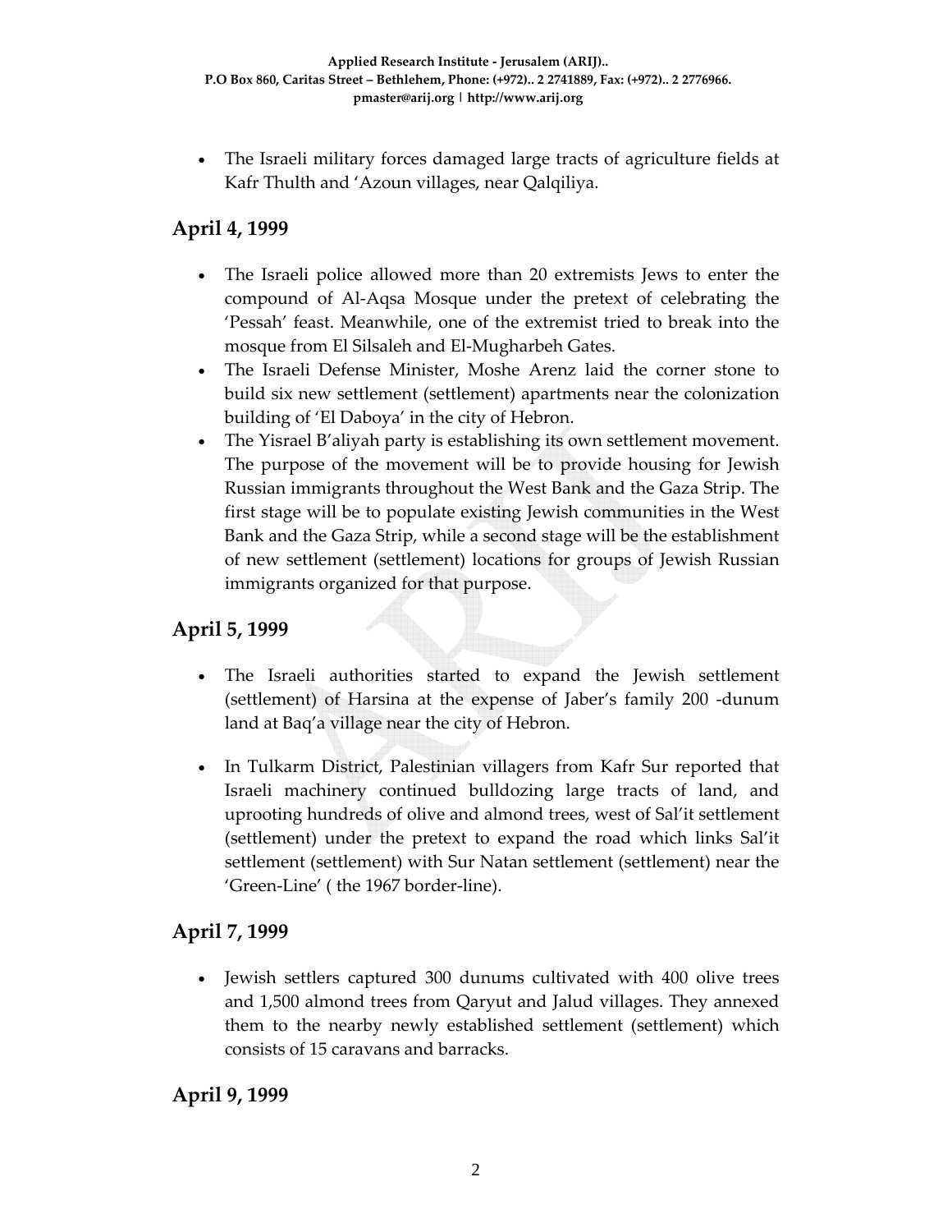- The Israeli military forces damaged large tracts of agriculture fields at Kafr Thulth and 'Azoun villages, near Qalqiliya.

## April 4, 1999

- The Israeli police allowed more than 20 extremists Jews to enter the compound of Al-Aqsa Mosque under the pretext of celebrating the 'Pessah' feast. Meanwhile, one of the extremist tried to break into the mosque from El Silsaleh and El-Mugharbeh Gates.
- The Israeli Defense Minister, Moshe Arenz laid the corner stone to build six new settlement (settlement) apartments near the colonization building of 'El Daboya' in the city of Hebron.
- The Yisrael B'aliyah party is establishing its own settlement movement. The purpose of the movement will be to provide housing for Jewish Russian immigrants throughout the West Bank and the Gaza Strip. The first stage will be to populate existing Jewish communities in the West Bank and the Gaza Strip, while a second stage will be the establishment of new settlement (settlement) locations for groups of Jewish Russian immigrants organized for that purpose.

## April 5, 1999

- The Israeli authorities started to expand the Jewish settlement (settlement) of Harsina at the expense of Jaber's family 200 -dunum land at Baq'a village near the city of Hebron.

- In Tulkarm District, Palestinian villagers from Kafr Sur reported that Israeli machinery continued bulldozing large tracts of land, and uprooting hundreds of olive and almond trees, west of Sal'it settlement (settlement) under the pretext to expand the road which links Sal'it settlement (settlement) with Sur Natan settlement (settlement) near the 'Green-Line' ( the 1967 border-line).

## April 7, 1999

- Jewish settlers captured 300 dunums cultivated with 400 olive trees and 1,500 almond trees from Qaryut and Jalud villages. They annexed them to the nearby newly established settlement (settlement) which consists of 15 caravans and barracks.

## April 9, 1999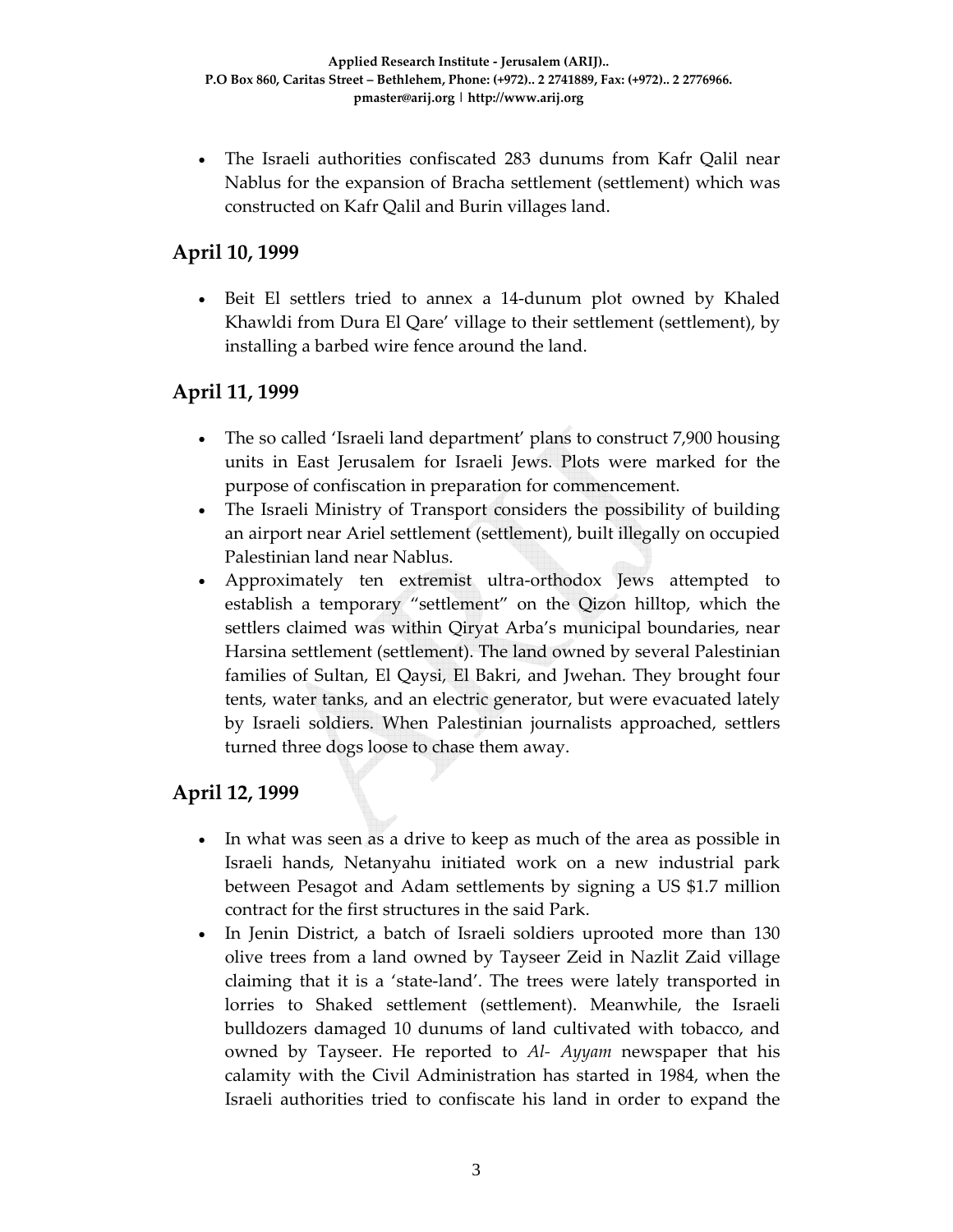- The Israeli authorities confiscated 283 dunums from Kafr Qalil near Nablus for the expansion of Bracha settlement (settlement) which was constructed on Kafr Qalil and Burin villages land.

## April 10, 1999

- Beit El settlers tried to annex a 14-dunum plot owned by Khaled Khawldi from Dura El Qare' village to their settlement (settlement), by installing a barbed wire fence around the land.

## April 11, 1999

- The so called 'Israeli land department' plans to construct 7,900 housing units in East Jerusalem for Israeli Jews. Plots were marked for the purpose of confiscation in preparation for commencement.
- The Israeli Ministry of Transport considers the possibility of building an airport near Ariel settlement (settlement), built illegally on occupied Palestinian land near Nablus.
- Approximately ten extremist ultra-orthodox Jews attempted to establish a temporary "settlement" on the Qizon hilltop, which the settlers claimed was within Qiryat Arba's municipal boundaries, near Harsina settlement (settlement). The land owned by several Palestinian families of Sultan, El Qaysi, El Bakri, and Jwehan. They brought four tents, water tanks, and an electric generator, but were evacuated lately by Israeli soldiers. When Palestinian journalists approached, settlers turned three dogs loose to chase them away.

## April 12, 1999

- In what was seen as a drive to keep as much of the area as possible in Israeli hands, Netanyahu initiated work on a new industrial park between Pesagot and Adam settlements by signing a US $1.7 million contract for the first structures in the said Park.
- In Jenin District, a batch of Israeli soldiers uprooted more than 130 olive trees from a land owned by Tayseer Zeid in Nazlit Zaid village claiming that it is a 'state-land'. The trees were lately transported in lorries to Shaked settlement (settlement). Meanwhile, the Israeli bulldozers damaged 10 dunums of land cultivated with tobacco, and owned by Tayseer. He reported to *Al- Ayyam* newspaper that his calamity with the Civil Administration has started in 1984, when the Israeli authorities tried to confiscate his land in order to expand the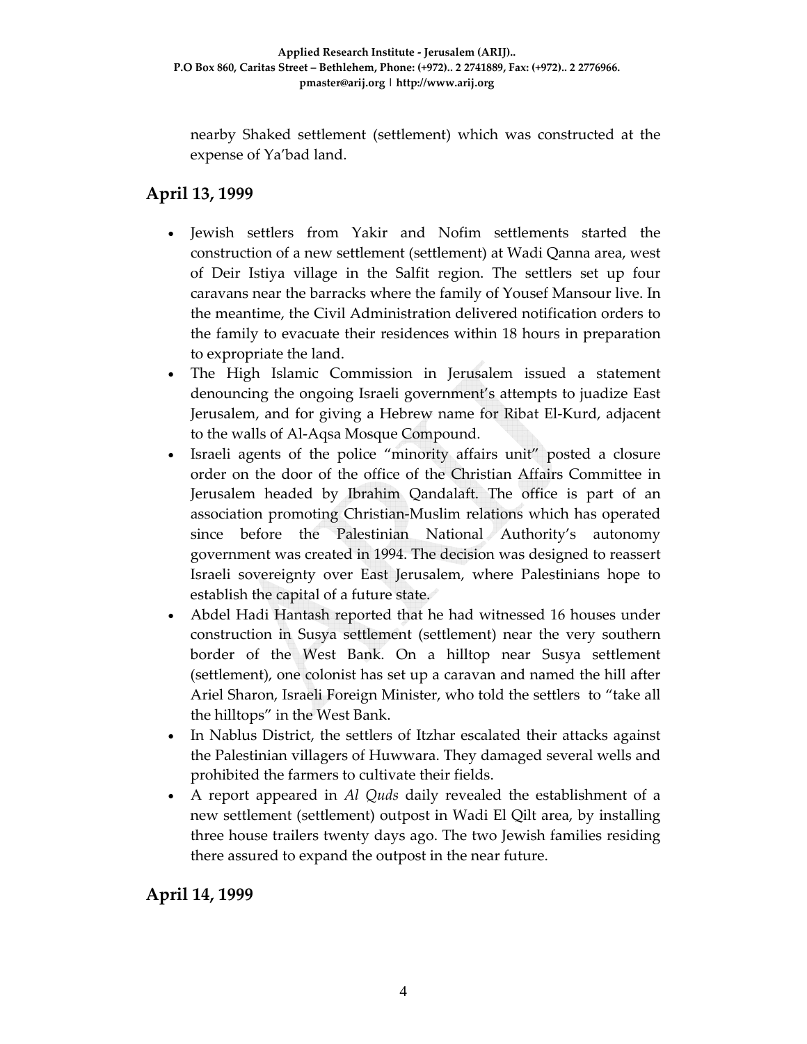nearby Shaked settlement (settlement) which was constructed at the expense of Ya'bad land.

## April 13, 1999

- Jewish settlers from Yakir and Nofim settlements started the construction of a new settlement (settlement) at Wadi Qanna area, west of Deir Istiya village in the Salfit region. The settlers set up four caravans near the barracks where the family of Yousef Mansour live. In the meantime, the Civil Administration delivered notification orders to the family to evacuate their residences within 18 hours in preparation to expropriate the land.
- The High Islamic Commission in Jerusalem issued a statement denouncing the ongoing Israeli government's attempts to juadize East Jerusalem, and for giving a Hebrew name for Ribat El-Kurd, adjacent to the walls of Al-Aqsa Mosque Compound.
- Israeli agents of the police "minority affairs unit" posted a closure order on the door of the office of the Christian Affairs Committee in Jerusalem headed by Ibrahim Qandalaft. The office is part of an association promoting Christian-Muslim relations which has operated since before the Palestinian National Authority's autonomy government was created in 1994. The decision was designed to reassert Israeli sovereignty over East Jerusalem, where Palestinians hope to establish the capital of a future state.
- Abdel Hadi Hantash reported that he had witnessed 16 houses under construction in Susya settlement (settlement) near the very southern border of the West Bank. On a hilltop near Susya settlement (settlement), one colonist has set up a caravan and named the hill after Ariel Sharon, Israeli Foreign Minister, who told the settlers to "take all the hilltops" in the West Bank.
- In Nablus District, the settlers of Itzhar escalated their attacks against the Palestinian villagers of Huwwara. They damaged several wells and prohibited the farmers to cultivate their fields.
- A report appeared in *Al Quds* daily revealed the establishment of a new settlement (settlement) outpost in Wadi El Qilt area, by installing three house trailers twenty days ago. The two Jewish families residing there assured to expand the outpost in the near future.

## April 14, 1999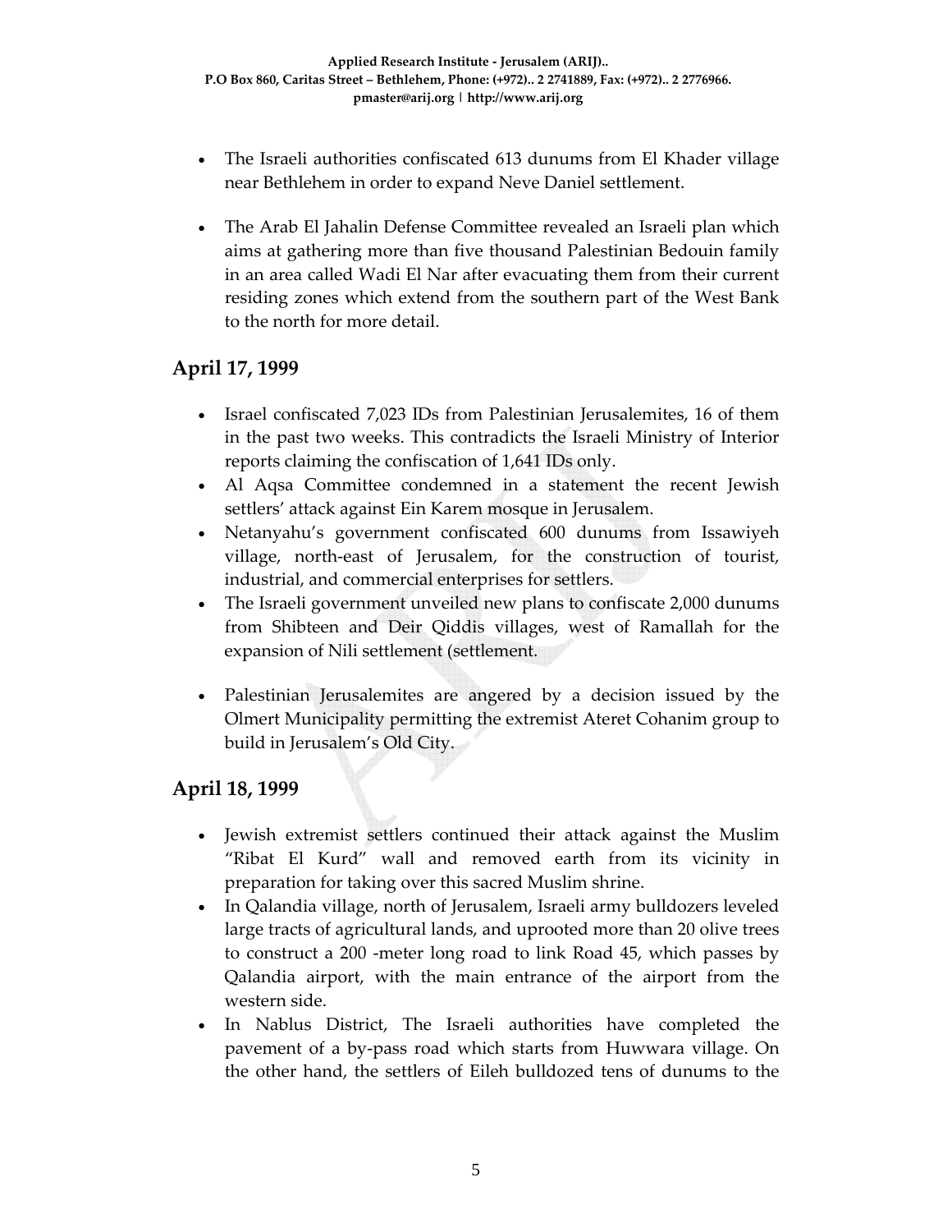- The Israeli authorities confiscated 613 dunums from El Khader village near Bethlehem in order to expand Neve Daniel settlement.

- The Arab El Jahalin Defense Committee revealed an Israeli plan which aims at gathering more than five thousand Palestinian Bedouin family in an area called Wadi El Nar after evacuating them from their current residing zones which extend from the southern part of the West Bank to the north for more detail.

## April 17, 1999

- Israel confiscated 7,023 IDs from Palestinian Jerusalemites, 16 of them in the past two weeks. This contradicts the Israeli Ministry of Interior reports claiming the confiscation of 1,641 IDs only.
- Al Aqsa Committee condemned in a statement the recent Jewish settlers' attack against Ein Karem mosque in Jerusalem.
- Netanyahu's government confiscated 600 dunums from Issawiyeh village, north-east of Jerusalem, for the construction of tourist, industrial, and commercial enterprises for settlers.
- The Israeli government unveiled new plans to confiscate 2,000 dunums from Shibteen and Deir Qiddis villages, west of Ramallah for the expansion of Nili settlement (settlement.

- Palestinian Jerusalemites are angered by a decision issued by the Olmert Municipality permitting the extremist Ateret Cohanim group to build in Jerusalem's Old City.

## April 18, 1999

- Jewish extremist settlers continued their attack against the Muslim "Ribat El Kurd" wall and removed earth from its vicinity in preparation for taking over this sacred Muslim shrine.
- In Qalandia village, north of Jerusalem, Israeli army bulldozers leveled large tracts of agricultural lands, and uprooted more than 20 olive trees to construct a 200 -meter long road to link Road 45, which passes by Qalandia airport, with the main entrance of the airport from the western side.
- In Nablus District, The Israeli authorities have completed the pavement of a by-pass road which starts from Huwwara village. On the other hand, the settlers of Eileh bulldozed tens of dunums to the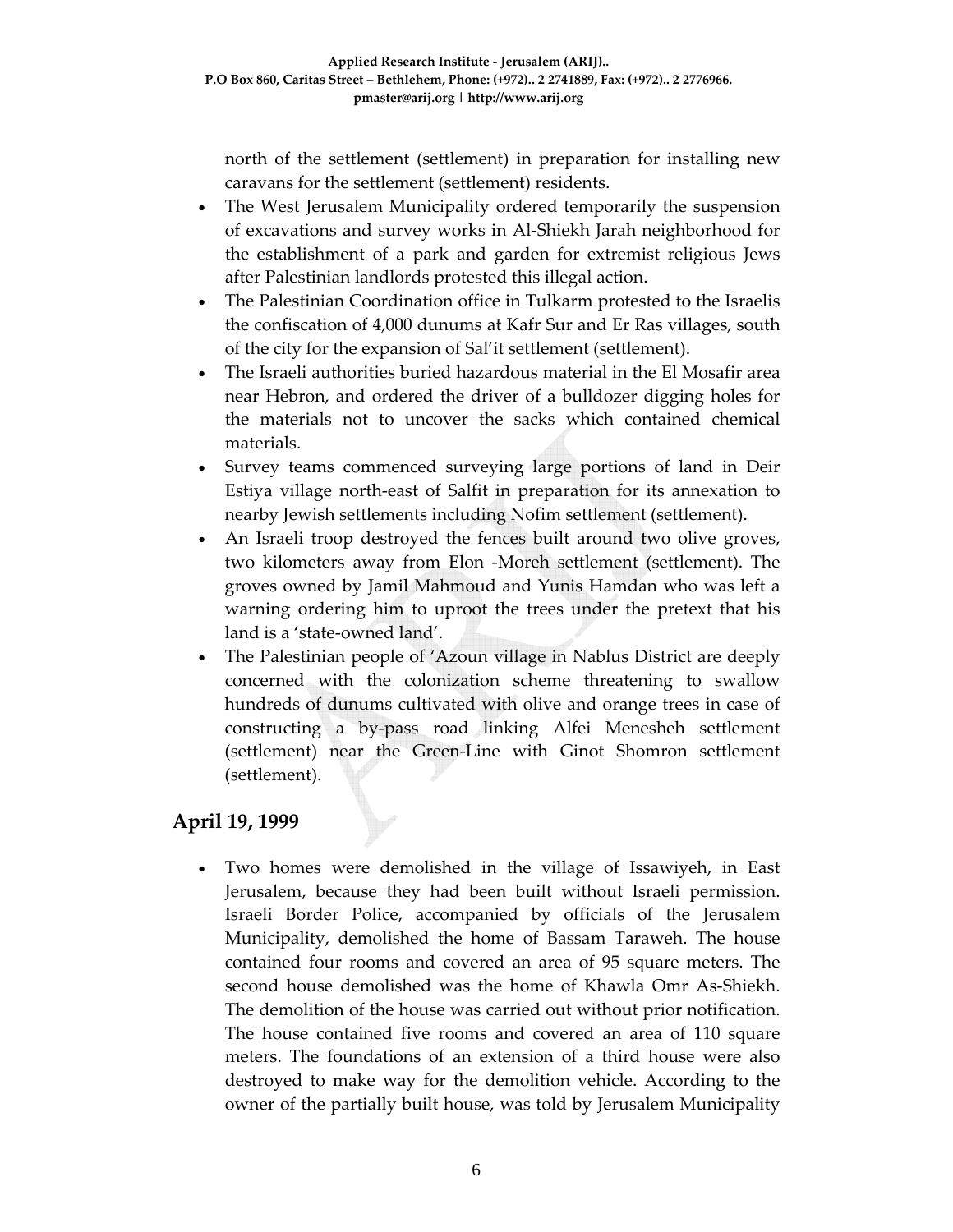north of the settlement (settlement) in preparation for installing new caravans for the settlement (settlement) residents.

- The West Jerusalem Municipality ordered temporarily the suspension of excavations and survey works in Al-Shiekh Jarah neighborhood for the establishment of a park and garden for extremist religious Jews after Palestinian landlords protested this illegal action.
- The Palestinian Coordination office in Tulkarm protested to the Israelis the confiscation of 4,000 dunums at Kafr Sur and Er Ras villages, south of the city for the expansion of Sal'it settlement (settlement).
- The Israeli authorities buried hazardous material in the El Mosafir area near Hebron, and ordered the driver of a bulldozer digging holes for the materials not to uncover the sacks which contained chemical materials.
- Survey teams commenced surveying large portions of land in Deir Estiya village north-east of Salfit in preparation for its annexation to nearby Jewish settlements including Nofim settlement (settlement).
- An Israeli troop destroyed the fences built around two olive groves, two kilometers away from Elon -Moreh settlement (settlement). The groves owned by Jamil Mahmoud and Yunis Hamdan who was left a warning ordering him to uproot the trees under the pretext that his land is a 'state-owned land'.
- The Palestinian people of 'Azoun village in Nablus District are deeply concerned with the colonization scheme threatening to swallow hundreds of dunums cultivated with olive and orange trees in case of constructing a by-pass road linking Alfei Menesheh settlement (settlement) near the Green-Line with Ginot Shomron settlement (settlement).

## April 19, 1999

- Two homes were demolished in the village of Issawiyeh, in East Jerusalem, because they had been built without Israeli permission. Israeli Border Police, accompanied by officials of the Jerusalem Municipality, demolished the home of Bassam Taraweh. The house contained four rooms and covered an area of 95 square meters. The second house demolished was the home of Khawla Omr As-Shiekh. The demolition of the house was carried out without prior notification. The house contained five rooms and covered an area of 110 square meters. The foundations of an extension of a third house were also destroyed to make way for the demolition vehicle. According to the owner of the partially built house, was told by Jerusalem Municipality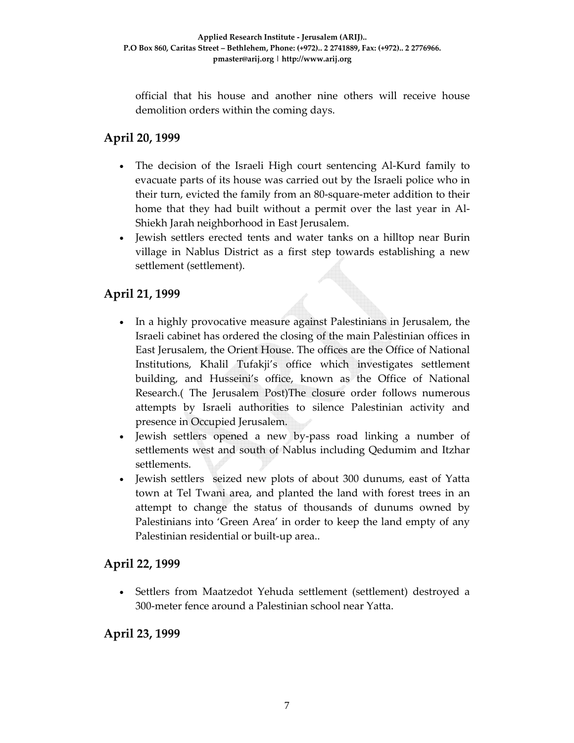official that his house and another nine others will receive house demolition orders within the coming days.

## April 20, 1999

- The decision of the Israeli High court sentencing Al-Kurd family to evacuate parts of its house was carried out by the Israeli police who in their turn, evicted the family from an 80-square-meter addition to their home that they had built without a permit over the last year in Al-Shiekh Jarah neighborhood in East Jerusalem.
- Jewish settlers erected tents and water tanks on a hilltop near Burin village in Nablus District as a first step towards establishing a new settlement (settlement).

## April 21, 1999

- In a highly provocative measure against Palestinians in Jerusalem, the Israeli cabinet has ordered the closing of the main Palestinian offices in East Jerusalem, the Orient House. The offices are the Office of National Institutions, Khalil Tufakji's office which investigates settlement building, and Husseini's office, known as the Office of National Research.( The Jerusalem Post)The closure order follows numerous attempts by Israeli authorities to silence Palestinian activity and presence in Occupied Jerusalem.
- Jewish settlers opened a new by-pass road linking a number of settlements west and south of Nablus including Qedumim and Itzhar settlements.
- Jewish settlers seized new plots of about 300 dunums, east of Yatta town at Tel Twani area, and planted the land with forest trees in an attempt to change the status of thousands of dunums owned by Palestinians into 'Green Area' in order to keep the land empty of any Palestinian residential or built-up area..

## April 22, 1999

- Settlers from Maatzedot Yehuda settlement (settlement) destroyed a 300-meter fence around a Palestinian school near Yatta.

## April 23, 1999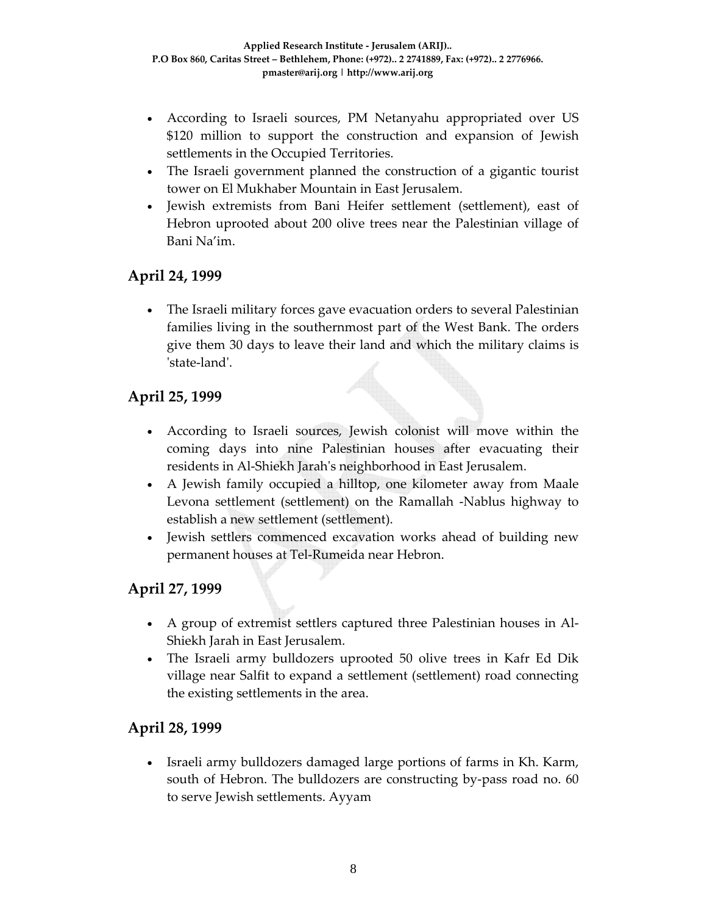- According to Israeli sources, PM Netanyahu appropriated over US $120 million to support the construction and expansion of Jewish settlements in the Occupied Territories.
- The Israeli government planned the construction of a gigantic tourist tower on El Mukhaber Mountain in East Jerusalem.
- Jewish extremists from Bani Heifer settlement (settlement), east of Hebron uprooted about 200 olive trees near the Palestinian village of Bani Na'im.

## April 24, 1999

- The Israeli military forces gave evacuation orders to several Palestinian families living in the southernmost part of the West Bank. The orders give them 30 days to leave their land and which the military claims is 'state-land'.

## April 25, 1999

- According to Israeli sources, Jewish colonist will move within the coming days into nine Palestinian houses after evacuating their residents in Al-Shiekh Jarah's neighborhood in East Jerusalem.
- A Jewish family occupied a hilltop, one kilometer away from Maale Levona settlement (settlement) on the Ramallah -Nablus highway to establish a new settlement (settlement).
- Jewish settlers commenced excavation works ahead of building new permanent houses at Tel-Rumeida near Hebron.

## April 27, 1999

- A group of extremist settlers captured three Palestinian houses in Al-Shiekh Jarah in East Jerusalem.
- The Israeli army bulldozers uprooted 50 olive trees in Kafr Ed Dik village near Salfit to expand a settlement (settlement) road connecting the existing settlements in the area.

## April 28, 1999

- Israeli army bulldozers damaged large portions of farms in Kh. Karm, south of Hebron. The bulldozers are constructing by-pass road no. 60 to serve Jewish settlements. Ayyam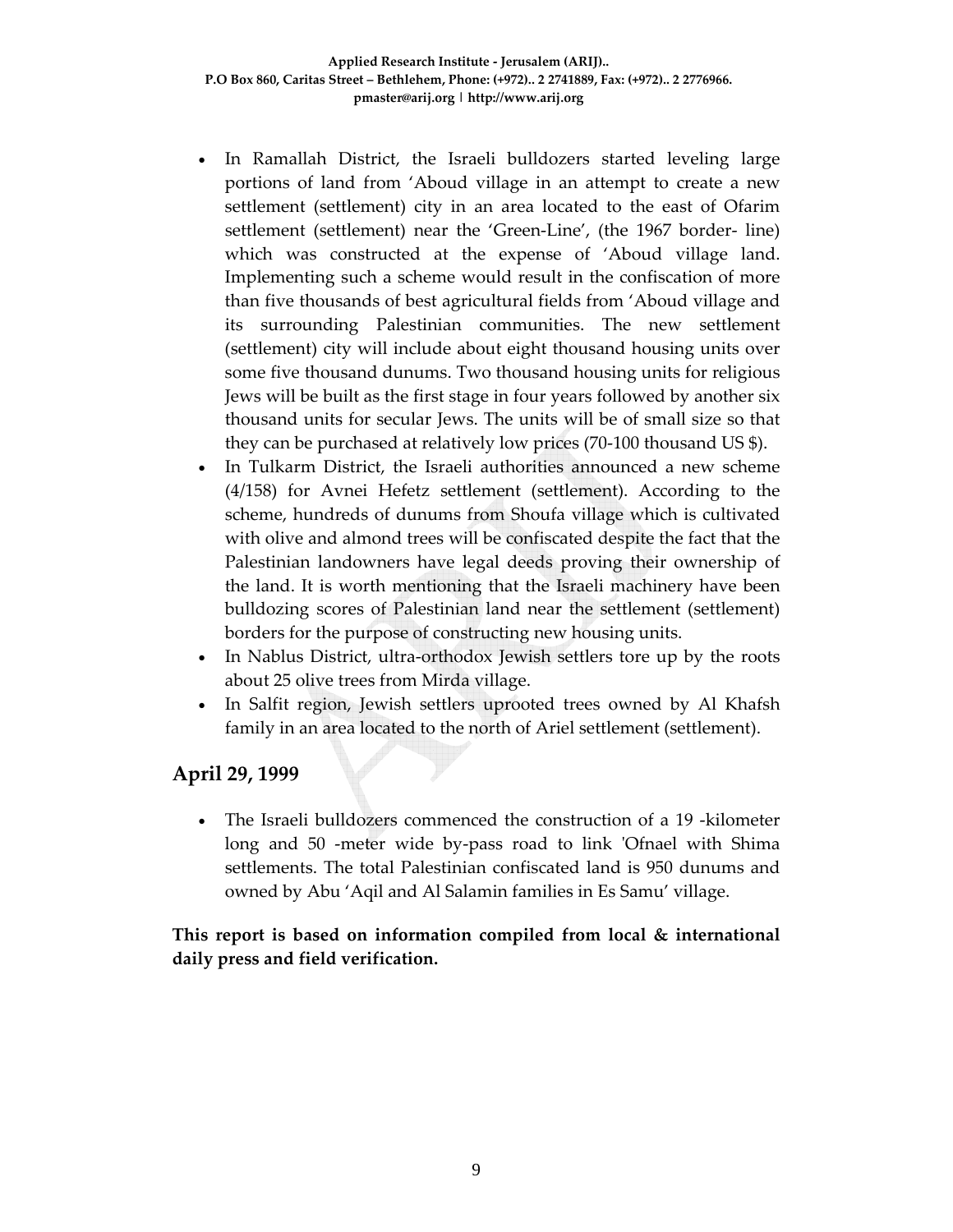- In Ramallah District, the Israeli bulldozers started leveling large portions of land from 'Aboud village in an attempt to create a new settlement (settlement) city in an area located to the east of Ofarim settlement (settlement) near the 'Green-Line', (the 1967 border- line) which was constructed at the expense of 'Aboud village land. Implementing such a scheme would result in the confiscation of more than five thousands of best agricultural fields from 'Aboud village and its surrounding Palestinian communities. The new settlement (settlement) city will include about eight thousand housing units over some five thousand dunums. Two thousand housing units for religious Jews will be built as the first stage in four years followed by another six thousand units for secular Jews. The units will be of small size so that they can be purchased at relatively low prices (70-100 thousand US $).
- In Tulkarm District, the Israeli authorities announced a new scheme (4/158) for Avnei Hefetz settlement (settlement). According to the scheme, hundreds of dunums from Shoufa village which is cultivated with olive and almond trees will be confiscated despite the fact that the Palestinian landowners have legal deeds proving their ownership of the land. It is worth mentioning that the Israeli machinery have been bulldozing scores of Palestinian land near the settlement (settlement) borders for the purpose of constructing new housing units.
- In Nablus District, ultra-orthodox Jewish settlers tore up by the roots about 25 olive trees from Mirda village.
- In Salfit region, Jewish settlers uprooted trees owned by Al Khafsh family in an area located to the north of Ariel settlement (settlement).

## April 29, 1999

- The Israeli bulldozers commenced the construction of a 19 -kilometer long and 50 -meter wide by-pass road to link 'Ofnael with Shima settlements. The total Palestinian confiscated land is 950 dunums and owned by Abu 'Aqil and Al Salamin families in Es Samu' village.

**This report is based on information compiled from local & international daily press and field verification.**